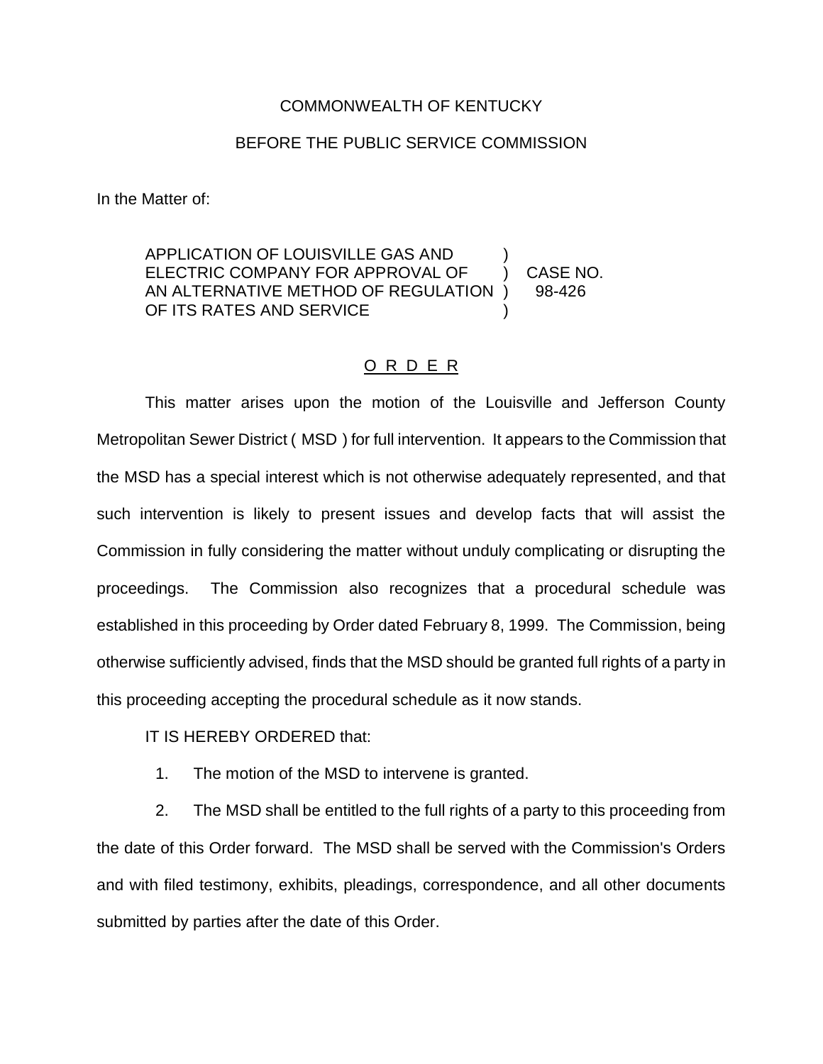COMMONWEALTH OF KENTUCKY

BEFORE THE PUBLIC SERVICE COMMISSION

In the Matter of:

| | | |
|---|---|---|
| APPLICATION OF LOUISVILLE GAS AND ELECTRIC COMPANY FOR APPROVAL OF AN ALTERNATIVE METHOD OF REGULATION OF ITS RATES AND SERVICE | ) ) ) ) | CASE NO. 98-426 |

<u>O R D E R</u>

This matter arises upon the motion of the Louisville and Jefferson County Metropolitan Sewer District ( MSD ) for full intervention. It appears to the Commission that the MSD has a special interest which is not otherwise adequately represented, and that such intervention is likely to present issues and develop facts that will assist the Commission in fully considering the matter without unduly complicating or disrupting the proceedings. The Commission also recognizes that a procedural schedule was established in this proceeding by Order dated February 8, 1999. The Commission, being otherwise sufficiently advised, finds that the MSD should be granted full rights of a party in this proceeding accepting the procedural schedule as it now stands.

IT IS HEREBY ORDERED that:

1. The motion of the MSD to intervene is granted.

2. The MSD shall be entitled to the full rights of a party to this proceeding from the date of this Order forward. The MSD shall be served with the Commission's Orders and with filed testimony, exhibits, pleadings, correspondence, and all other documents submitted by parties after the date of this Order.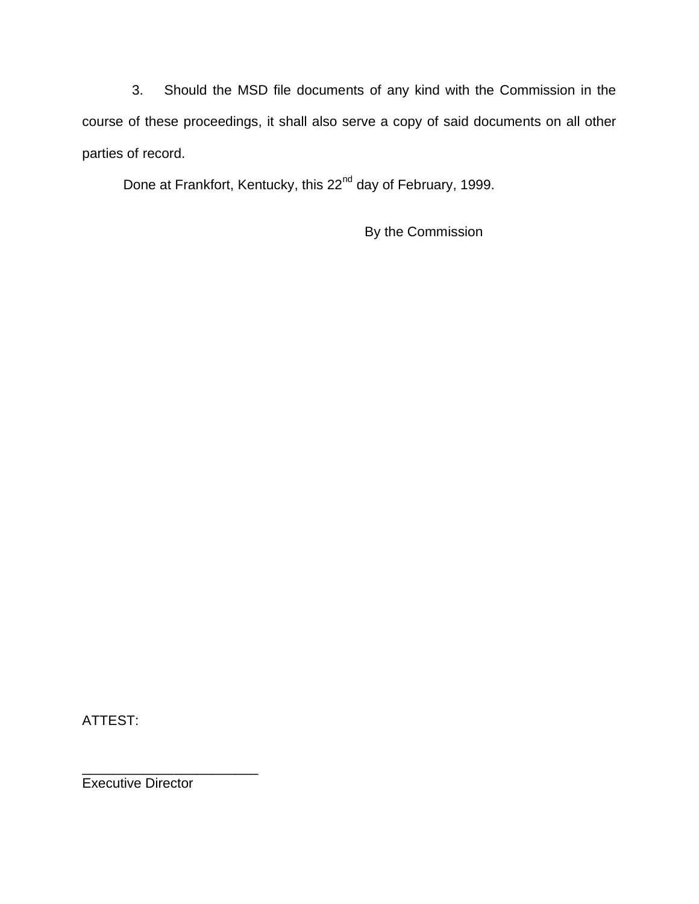3. Should the MSD file documents of any kind with the Commission in the course of these proceedings, it shall also serve a copy of said documents on all other parties of record.

Done at Frankfort, Kentucky, this 22nd day of February, 1999.

By the Commission

ATTEST:

_______________________
Executive Director